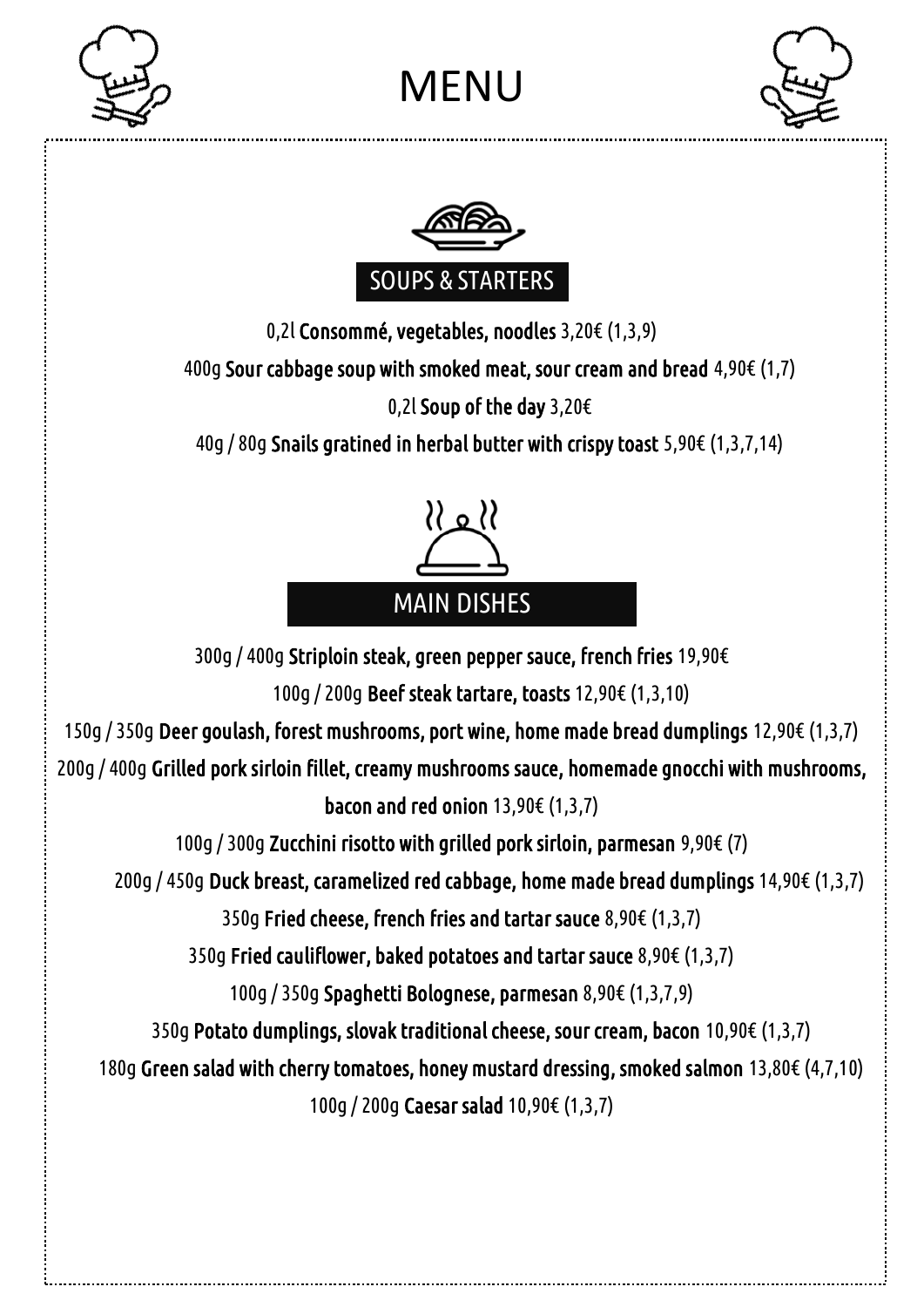# MENU

## SOUPS & STARTERS

0,2l **Consommé, vegetables, noodles** 3,20€ (1,3,9)

400g **Sour cabbage soup with smoked meat, sour cream and bread** 4,90€ (1,7)

0,2l **Soup of the day** 3,20€

40g / 80g **Snails gratined in herbal butter with crispy toast** 5,90€ (1,3,7,14)

## MAIN DISHES

300g / 400g **Striploin steak, green pepper sauce, french fries** 19,90€

100g / 200g **Beef steak tartare, toasts** 12,90€ (1,3,10)

150g / 350g **Deer goulash, forest mushrooms, port wine, home made bread dumplings** 12,90€ (1,3,7)

200g / 400g **Grilled pork sirloin fillet, creamy mushrooms sauce, homemade gnocchi with mushrooms, bacon and red onion** 13,90€ (1,3,7)

100g / 300g **Zucchini risotto with grilled pork sirloin, parmesan** 9,90€ (7)

200g / 450g **Duck breast, caramelized red cabbage, home made bread dumplings** 14,90€ (1,3,7)

350g **Fried cheese, french fries and tartar sauce** 8,90€ (1,3,7)

350g **Fried cauliflower, baked potatoes and tartar sauce** 8,90€ (1,3,7)

100g / 350g **Spaghetti Bolognese, parmesan** 8,90€ (1,3,7,9)

350g **Potato dumplings, slovak traditional cheese, sour cream, bacon** 10,90€ (1,3,7)

180g **Green salad with cherry tomatoes, honey mustard dressing, smoked salmon** 13,80€ (4,7,10)

100g / 200g **Caesar salad** 10,90€ (1,3,7)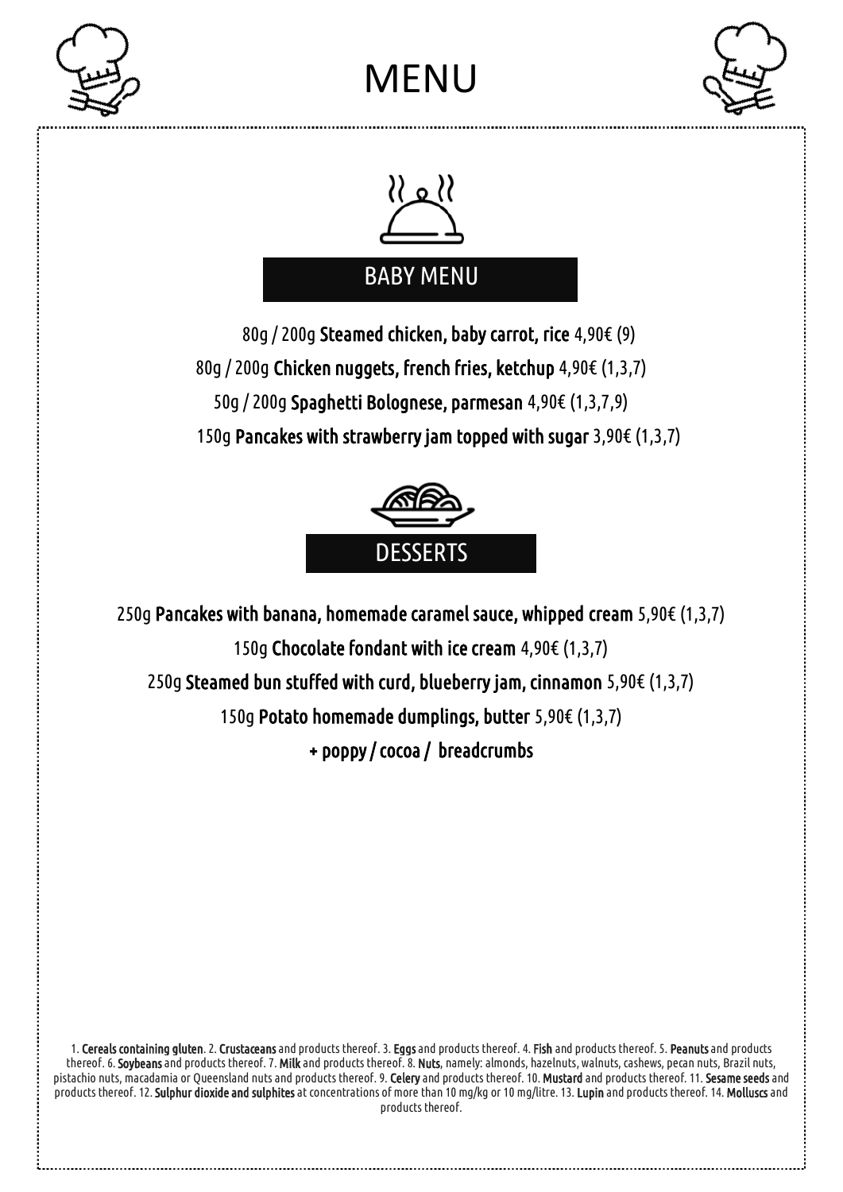# MENU

## BABY MENU

80g / 200g **Steamed chicken, baby carrot, rice** 4,90€ (9)

80g / 200g **Chicken nuggets, french fries, ketchup** 4,90€ (1,3,7)

50g / 200g **Spaghetti Bolognese, parmesan** 4,90€ (1,3,7,9)

150g **Pancakes with strawberry jam topped with sugar** 3,90€ (1,3,7)

## DESSERTS

250g **Pancakes with banana, homemade caramel sauce, whipped cream** 5,90€ (1,3,7)

150g **Chocolate fondant with ice cream** 4,90€ (1,3,7)

250g **Steamed bun stuffed with curd, blueberry jam, cinnamon** 5,90€ (1,3,7)

150g **Potato homemade dumplings, butter** 5,90€ (1,3,7)

**+ poppy / cocoa / breadcrumbs**

1. **Cereals containing gluten**. 2. **Crustaceans** and products thereof. 3. **Eggs** and products thereof. 4. **Fish** and products thereof. 5. **Peanuts** and products thereof. 6. **Soybeans** and products thereof. 7. **Milk** and products thereof. 8. **Nuts**, namely: almonds, hazelnuts, walnuts, cashews, pecan nuts, Brazil nuts, pistachio nuts, macadamia or Queensland nuts and products thereof. 9. **Celery** and products thereof. 10. **Mustard** and products thereof. 11. **Sesame seeds** and products thereof. 12. **Sulphur dioxide and sulphites** at concentrations of more than 10 mg/kg or 10 mg/litre. 13. **Lupin** and products thereof. 14. **Molluscs** and products thereof.